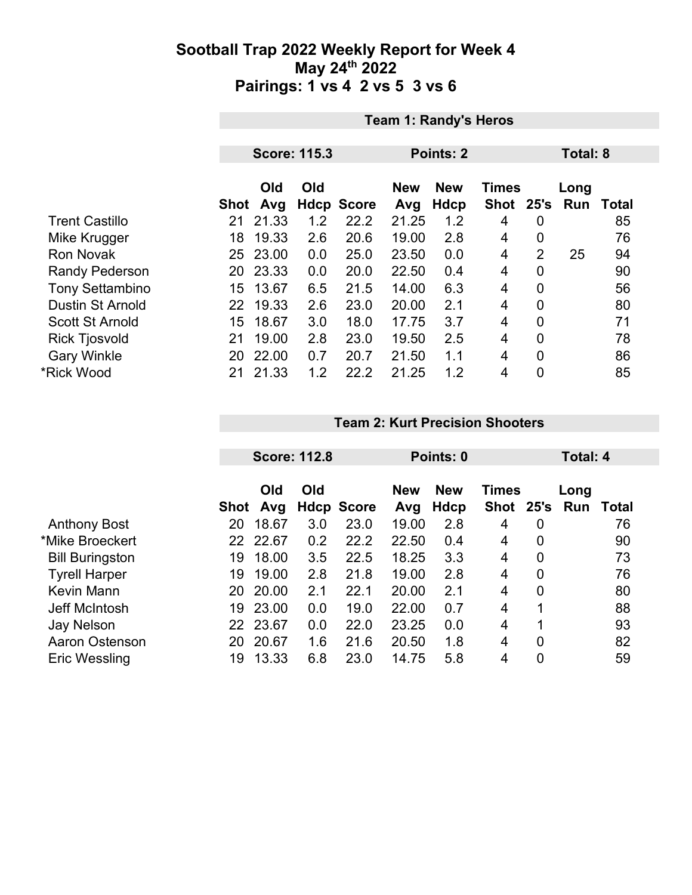# Sootball Trap 2022 Weekly Report for Week 4
## May 24th 2022
## Pairings: 1 vs 4  2 vs 5  3 vs 6

### Team 1: Randy's Heros

**Score: 115.3** | **Points: 2** | **Total: 8**

| | Shot | Old Avg | Old Hdcp | Score | New Avg | New Hdcp | Times Shot | 25's | Long Run | Total |
|---|---|---|---|---|---|---|---|---|---|---|
| Trent Castillo | 21 | 21.33 | 1.2 | 22.2 | 21.25 | 1.2 | 4 | 0 | | 85 |
| Mike Krugger | 18 | 19.33 | 2.6 | 20.6 | 19.00 | 2.8 | 4 | 0 | | 76 |
| Ron Novak | 25 | 23.00 | 0.0 | 25.0 | 23.50 | 0.0 | 4 | 2 | 25 | 94 |
| Randy Pederson | 20 | 23.33 | 0.0 | 20.0 | 22.50 | 0.4 | 4 | 0 | | 90 |
| Tony Settambino | 15 | 13.67 | 6.5 | 21.5 | 14.00 | 6.3 | 4 | 0 | | 56 |
| Dustin St Arnold | 22 | 19.33 | 2.6 | 23.0 | 20.00 | 2.1 | 4 | 0 | | 80 |
| Scott St Arnold | 15 | 18.67 | 3.0 | 18.0 | 17.75 | 3.7 | 4 | 0 | | 71 |
| Rick Tjosvold | 21 | 19.00 | 2.8 | 23.0 | 19.50 | 2.5 | 4 | 0 | | 78 |
| Gary Winkle | 20 | 22.00 | 0.7 | 20.7 | 21.50 | 1.1 | 4 | 0 | | 86 |
| *Rick Wood | 21 | 21.33 | 1.2 | 22.2 | 21.25 | 1.2 | 4 | 0 | | 85 |

### Team 2: Kurt Precision Shooters

**Score: 112.8** | **Points: 0** | **Total: 4**

| | Shot | Old Avg | Old Hdcp | Score | New Avg | New Hdcp | Times Shot | 25's | Long Run | Total |
|---|---|---|---|---|---|---|---|---|---|---|
| Anthony Bost | 20 | 18.67 | 3.0 | 23.0 | 19.00 | 2.8 | 4 | 0 | | 76 |
| *Mike Broeckert | 22 | 22.67 | 0.2 | 22.2 | 22.50 | 0.4 | 4 | 0 | | 90 |
| Bill Buringston | 19 | 18.00 | 3.5 | 22.5 | 18.25 | 3.3 | 4 | 0 | | 73 |
| Tyrell Harper | 19 | 19.00 | 2.8 | 21.8 | 19.00 | 2.8 | 4 | 0 | | 76 |
| Kevin Mann | 20 | 20.00 | 2.1 | 22.1 | 20.00 | 2.1 | 4 | 0 | | 80 |
| Jeff McIntosh | 19 | 23.00 | 0.0 | 19.0 | 22.00 | 0.7 | 4 | 1 | | 88 |
| Jay Nelson | 22 | 23.67 | 0.0 | 22.0 | 23.25 | 0.0 | 4 | 1 | | 93 |
| Aaron Ostenson | 20 | 20.67 | 1.6 | 21.6 | 20.50 | 1.8 | 4 | 0 | | 82 |
| Eric Wessling | 19 | 13.33 | 6.8 | 23.0 | 14.75 | 5.8 | 4 | 0 | | 59 |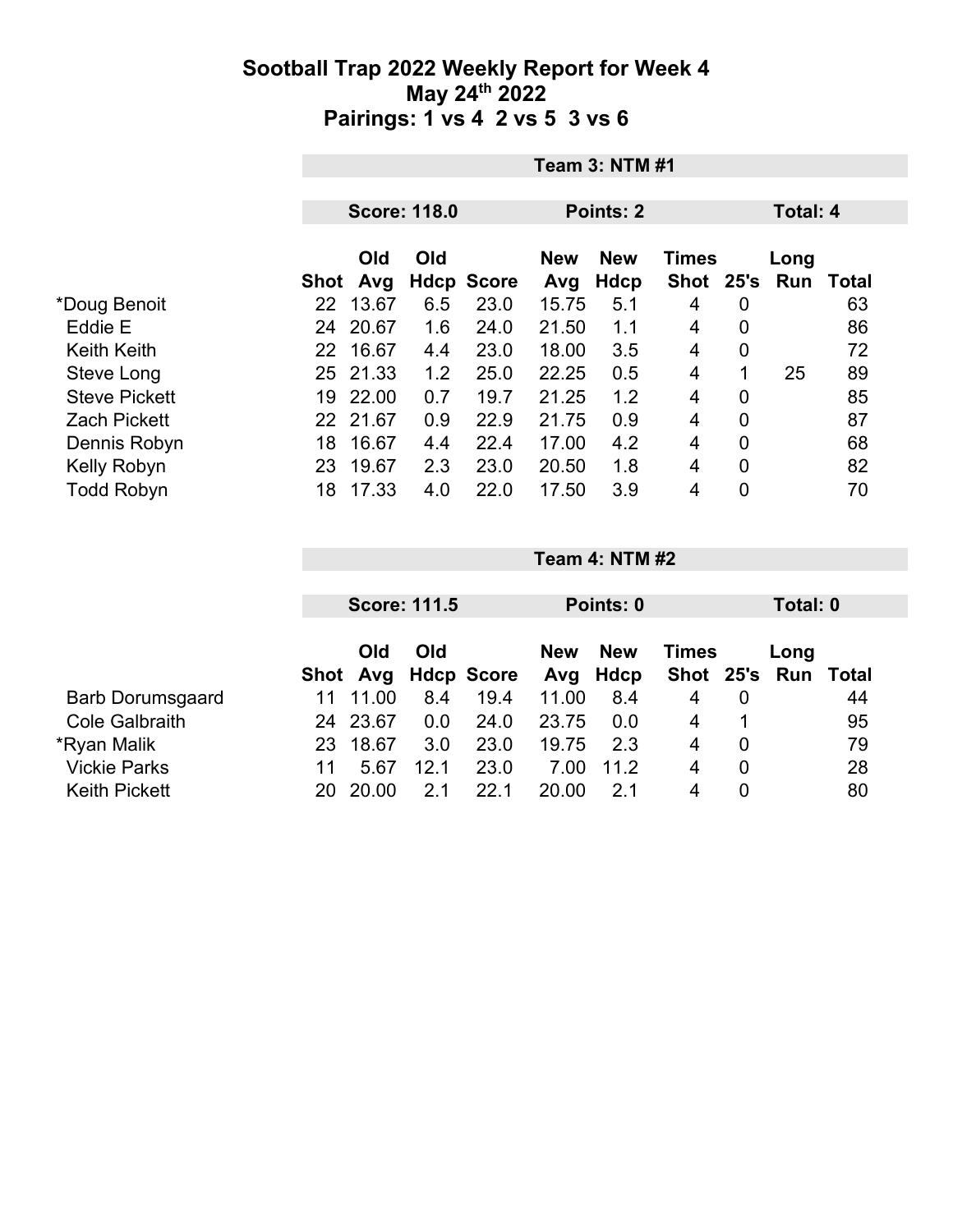# Sootball Trap 2022 Weekly Report for Week 4
## May 24th 2022
## Pairings: 1 vs 4  2 vs 5  3 vs 6

**Team 3: NTM #1**

**Score: 118.0** | **Points: 2** | **Total: 4**

| | Shot | Old Avg | Old Hdcp | Score | New Avg | New Hdcp | Times Shot | 25's | Long Run | Total |
|---|---|---|---|---|---|---|---|---|---|---|
| *Doug Benoit | 22 | 13.67 | 6.5 | 23.0 | 15.75 | 5.1 | 4 | 0 | | 63 |
| Eddie E | 24 | 20.67 | 1.6 | 24.0 | 21.50 | 1.1 | 4 | 0 | | 86 |
| Keith Keith | 22 | 16.67 | 4.4 | 23.0 | 18.00 | 3.5 | 4 | 0 | | 72 |
| Steve Long | 25 | 21.33 | 1.2 | 25.0 | 22.25 | 0.5 | 4 | 1 | 25 | 89 |
| Steve Pickett | 19 | 22.00 | 0.7 | 19.7 | 21.25 | 1.2 | 4 | 0 | | 85 |
| Zach Pickett | 22 | 21.67 | 0.9 | 22.9 | 21.75 | 0.9 | 4 | 0 | | 87 |
| Dennis Robyn | 18 | 16.67 | 4.4 | 22.4 | 17.00 | 4.2 | 4 | 0 | | 68 |
| Kelly Robyn | 23 | 19.67 | 2.3 | 23.0 | 20.50 | 1.8 | 4 | 0 | | 82 |
| Todd Robyn | 18 | 17.33 | 4.0 | 22.0 | 17.50 | 3.9 | 4 | 0 | | 70 |

**Team 4: NTM #2**

**Score: 111.5** | **Points: 0** | **Total: 0**

| | Shot | Old Avg | Old Hdcp | Score | New Avg | New Hdcp | Times Shot | 25's | Long Run | Total |
|---|---|---|---|---|---|---|---|---|---|---|
| Barb Dorumsgaard | 11 | 11.00 | 8.4 | 19.4 | 11.00 | 8.4 | 4 | 0 | | 44 |
| Cole Galbraith | 24 | 23.67 | 0.0 | 24.0 | 23.75 | 0.0 | 4 | 1 | | 95 |
| *Ryan Malik | 23 | 18.67 | 3.0 | 23.0 | 19.75 | 2.3 | 4 | 0 | | 79 |
| Vickie Parks | 11 | 5.67 | 12.1 | 23.0 | 7.00 | 11.2 | 4 | 0 | | 28 |
| Keith Pickett | 20 | 20.00 | 2.1 | 22.1 | 20.00 | 2.1 | 4 | 0 | | 80 |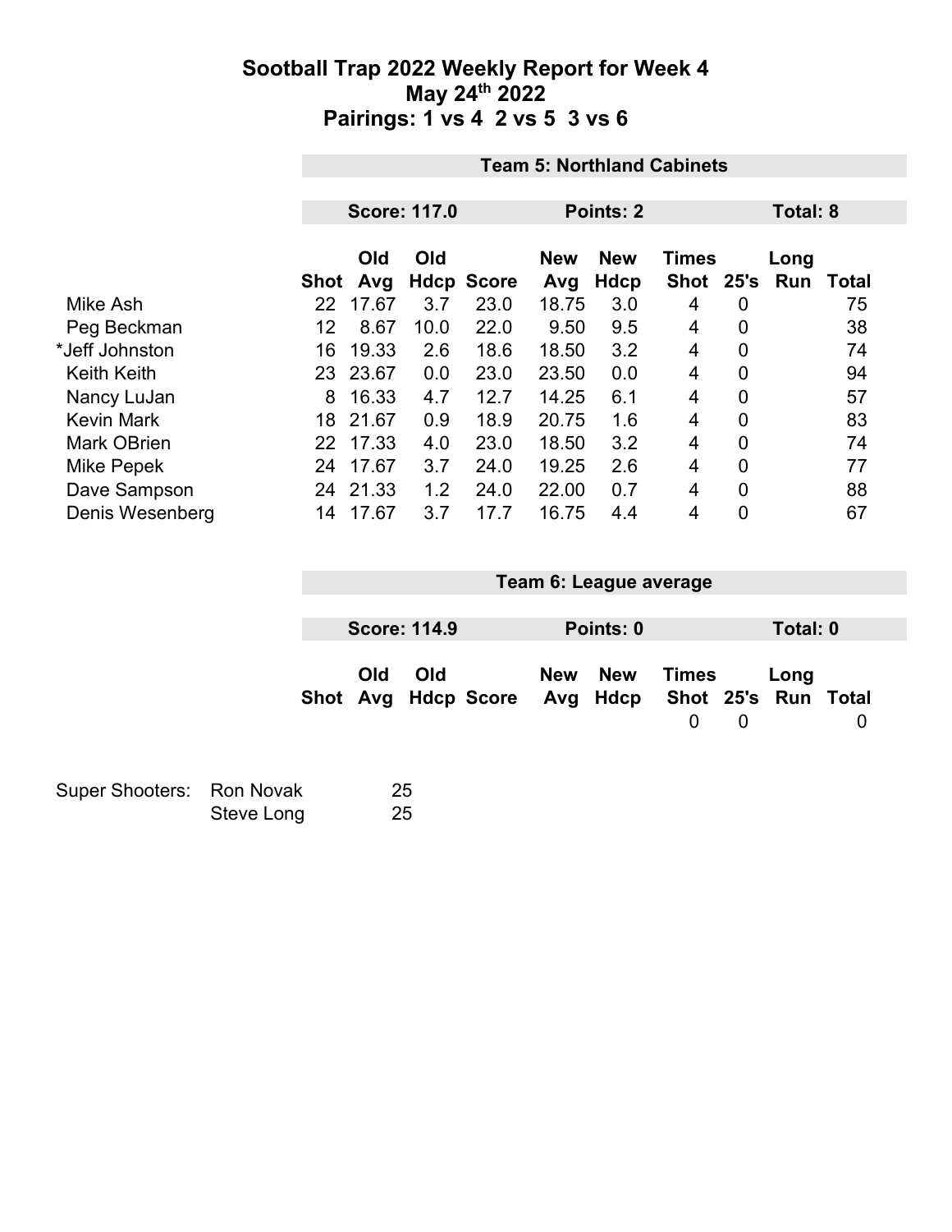# Sootball Trap 2022 Weekly Report for Week 4
## May 24th 2022
## Pairings: 1 vs 4  2 vs 5  3 vs 6

### Team 5: Northland Cabinets

**Score: 117.0** | **Points: 2** | **Total: 8**

| | Shot | Old Avg | Old Hdcp | Score | New Avg | New Hdcp | Times Shot | 25's | Long Run | Total |
|---|---|---|---|---|---|---|---|---|---|---|
| Mike Ash | 22 | 17.67 | 3.7 | 23.0 | 18.75 | 3.0 | 4 | 0 | | 75 |
| Peg Beckman | 12 | 8.67 | 10.0 | 22.0 | 9.50 | 9.5 | 4 | 0 | | 38 |
| *Jeff Johnston | 16 | 19.33 | 2.6 | 18.6 | 18.50 | 3.2 | 4 | 0 | | 74 |
| Keith Keith | 23 | 23.67 | 0.0 | 23.0 | 23.50 | 0.0 | 4 | 0 | | 94 |
| Nancy LuJan | 8 | 16.33 | 4.7 | 12.7 | 14.25 | 6.1 | 4 | 0 | | 57 |
| Kevin Mark | 18 | 21.67 | 0.9 | 18.9 | 20.75 | 1.6 | 4 | 0 | | 83 |
| Mark OBrien | 22 | 17.33 | 4.0 | 23.0 | 18.50 | 3.2 | 4 | 0 | | 74 |
| Mike Pepek | 24 | 17.67 | 3.7 | 24.0 | 19.25 | 2.6 | 4 | 0 | | 77 |
| Dave Sampson | 24 | 21.33 | 1.2 | 24.0 | 22.00 | 0.7 | 4 | 0 | | 88 |
| Denis Wesenberg | 14 | 17.67 | 3.7 | 17.7 | 16.75 | 4.4 | 4 | 0 | | 67 |

### Team 6: League average

**Score: 114.9** | **Points: 0** | **Total: 0**

| Shot | Old Avg | Old Hdcp | Score | New Avg | New Hdcp | Times Shot | 25's | Long Run | Total |
|---|---|---|---|---|---|---|---|---|---|
| | | | | | | 0 | 0 | | 0 |

| Super Shooters: | | |
|---|---|---|
| | Ron Novak | 25 |
| | Steve Long | 25 |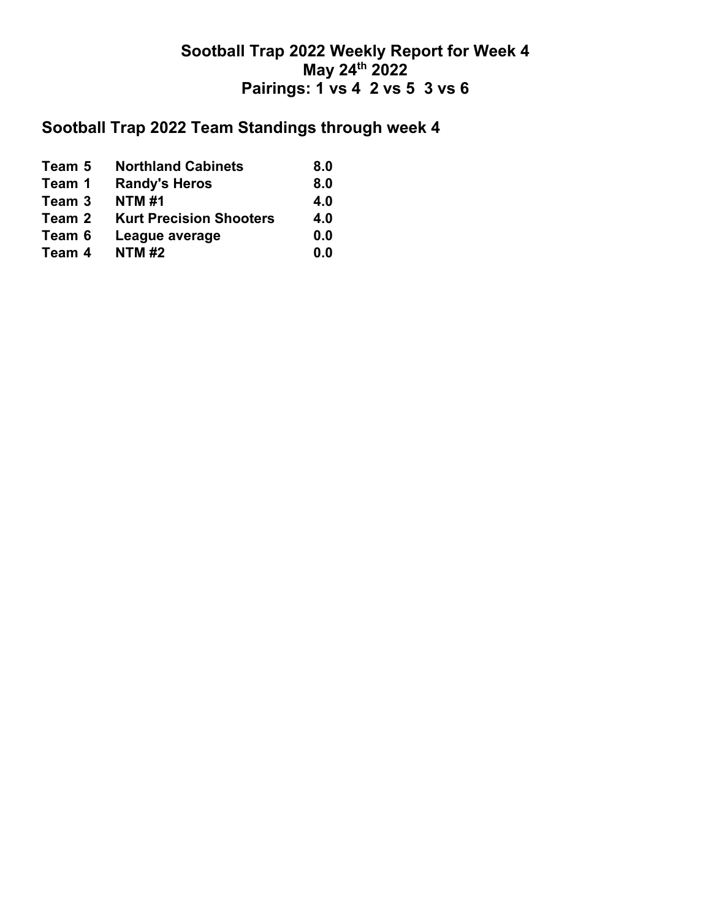# Sootball Trap 2022 Weekly Report for Week 4
# May 24th 2022
# Pairings: 1 vs 4  2 vs 5  3 vs 6

## Sootball Trap 2022 Team Standings through week 4

| | | |
|---|---|---|
| **Team 5** | **Northland Cabinets** | **8.0** |
| **Team 1** | **Randy's Heros** | **8.0** |
| **Team 3** | **NTM #1** | **4.0** |
| **Team 2** | **Kurt Precision Shooters** | **4.0** |
| **Team 6** | **League average** | **0.0** |
| **Team 4** | **NTM #2** | **0.0** |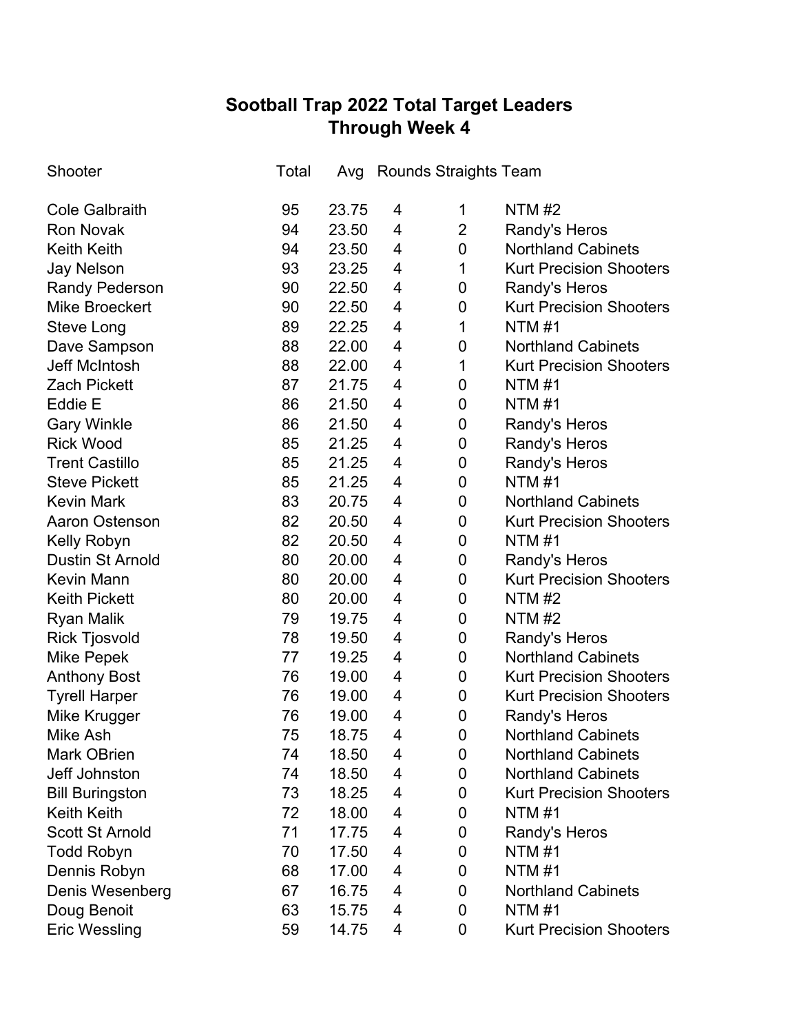## Sootball Trap 2022 Total Target Leaders
## Through Week 4

| Shooter | Total | Avg | Rounds | Straights | Team |
|---|---|---|---|---|---|
| Cole Galbraith | 95 | 23.75 | 4 | 1 | NTM #2 |
| Ron Novak | 94 | 23.50 | 4 | 2 | Randy's Heros |
| Keith Keith | 94 | 23.50 | 4 | 0 | Northland Cabinets |
| Jay Nelson | 93 | 23.25 | 4 | 1 | Kurt Precision Shooters |
| Randy Pederson | 90 | 22.50 | 4 | 0 | Randy's Heros |
| Mike Broeckert | 90 | 22.50 | 4 | 0 | Kurt Precision Shooters |
| Steve Long | 89 | 22.25 | 4 | 1 | NTM #1 |
| Dave Sampson | 88 | 22.00 | 4 | 0 | Northland Cabinets |
| Jeff McIntosh | 88 | 22.00 | 4 | 1 | Kurt Precision Shooters |
| Zach Pickett | 87 | 21.75 | 4 | 0 | NTM #1 |
| Eddie E | 86 | 21.50 | 4 | 0 | NTM #1 |
| Gary Winkle | 86 | 21.50 | 4 | 0 | Randy's Heros |
| Rick Wood | 85 | 21.25 | 4 | 0 | Randy's Heros |
| Trent Castillo | 85 | 21.25 | 4 | 0 | Randy's Heros |
| Steve Pickett | 85 | 21.25 | 4 | 0 | NTM #1 |
| Kevin Mark | 83 | 20.75 | 4 | 0 | Northland Cabinets |
| Aaron Ostenson | 82 | 20.50 | 4 | 0 | Kurt Precision Shooters |
| Kelly Robyn | 82 | 20.50 | 4 | 0 | NTM #1 |
| Dustin St Arnold | 80 | 20.00 | 4 | 0 | Randy's Heros |
| Kevin Mann | 80 | 20.00 | 4 | 0 | Kurt Precision Shooters |
| Keith Pickett | 80 | 20.00 | 4 | 0 | NTM #2 |
| Ryan Malik | 79 | 19.75 | 4 | 0 | NTM #2 |
| Rick Tjosvold | 78 | 19.50 | 4 | 0 | Randy's Heros |
| Mike Pepek | 77 | 19.25 | 4 | 0 | Northland Cabinets |
| Anthony Bost | 76 | 19.00 | 4 | 0 | Kurt Precision Shooters |
| Tyrell Harper | 76 | 19.00 | 4 | 0 | Kurt Precision Shooters |
| Mike Krugger | 76 | 19.00 | 4 | 0 | Randy's Heros |
| Mike Ash | 75 | 18.75 | 4 | 0 | Northland Cabinets |
| Mark OBrien | 74 | 18.50 | 4 | 0 | Northland Cabinets |
| Jeff Johnston | 74 | 18.50 | 4 | 0 | Northland Cabinets |
| Bill Buringston | 73 | 18.25 | 4 | 0 | Kurt Precision Shooters |
| Keith Keith | 72 | 18.00 | 4 | 0 | NTM #1 |
| Scott St Arnold | 71 | 17.75 | 4 | 0 | Randy's Heros |
| Todd Robyn | 70 | 17.50 | 4 | 0 | NTM #1 |
| Dennis Robyn | 68 | 17.00 | 4 | 0 | NTM #1 |
| Denis Wesenberg | 67 | 16.75 | 4 | 0 | Northland Cabinets |
| Doug Benoit | 63 | 15.75 | 4 | 0 | NTM #1 |
| Eric Wessling | 59 | 14.75 | 4 | 0 | Kurt Precision Shooters |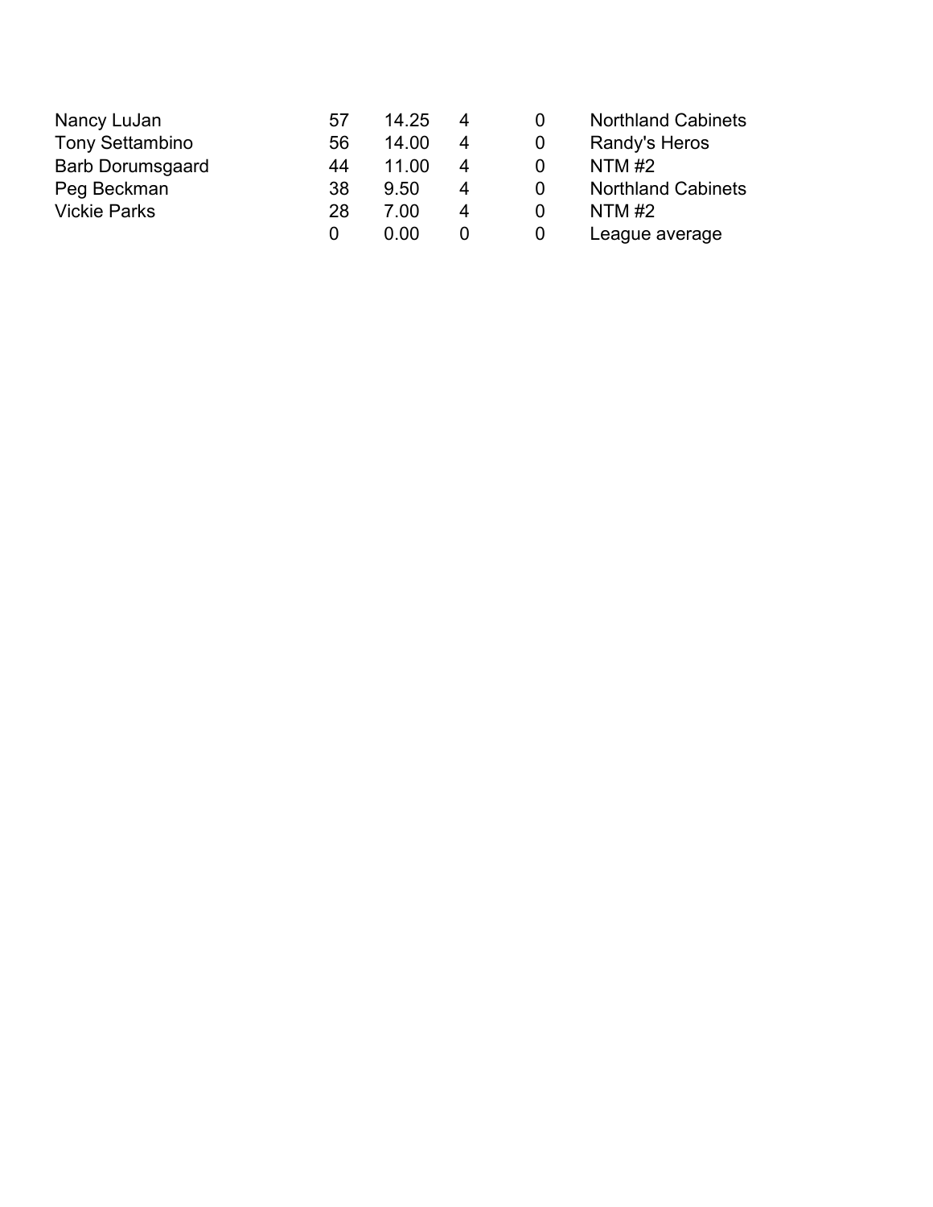| | | | | | |
|---|---|---|---|---|---|
| Nancy LuJan | 57 | 14.25 | 4 | 0 | Northland Cabinets |
| Tony Settambino | 56 | 14.00 | 4 | 0 | Randy's Heros |
| Barb Dorumsgaard | 44 | 11.00 | 4 | 0 | NTM #2 |
| Peg Beckman | 38 | 9.50 | 4 | 0 | Northland Cabinets |
| Vickie Parks | 28 | 7.00 | 4 | 0 | NTM #2 |
| | 0 | 0.00 | 0 | 0 | League average |